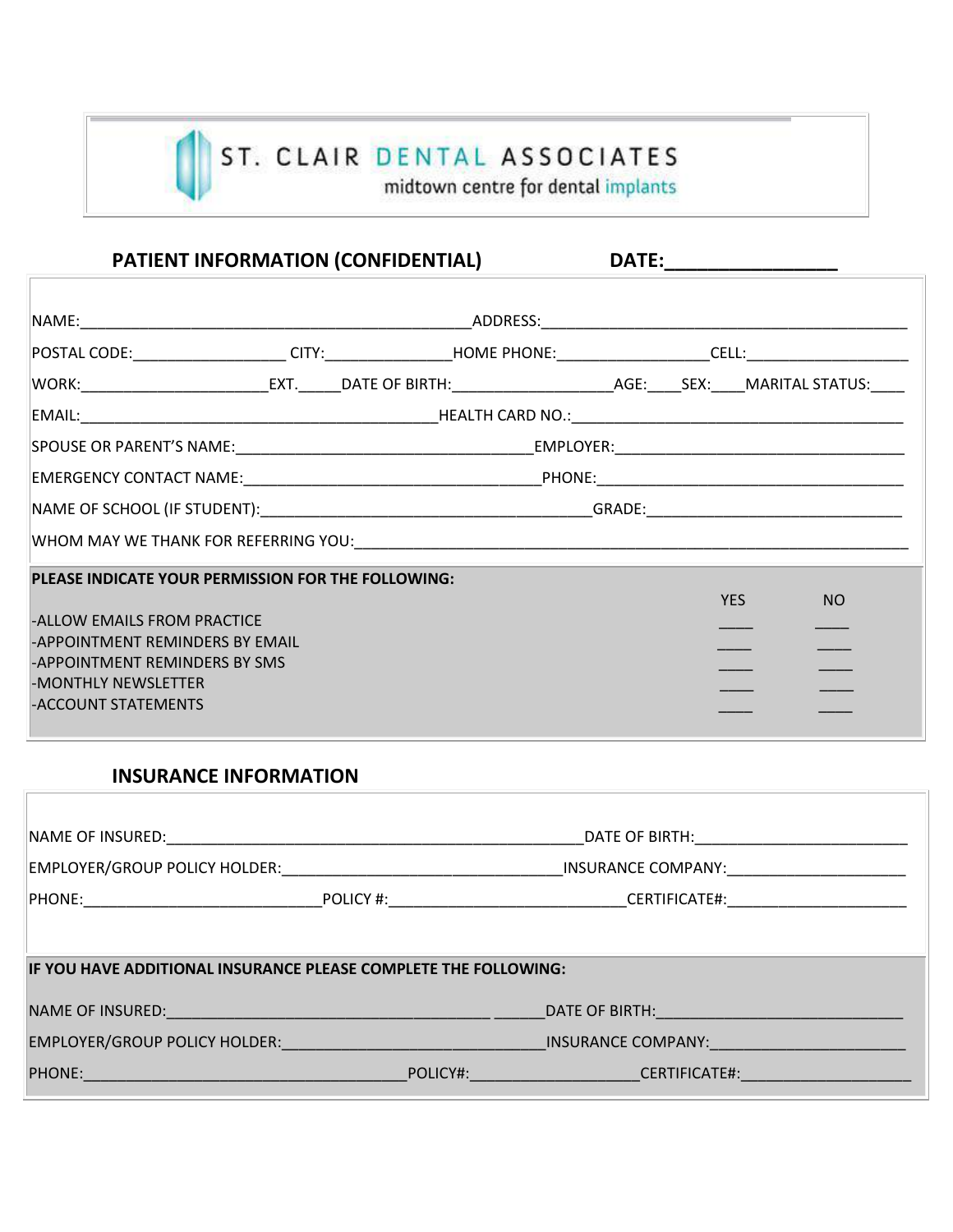# ST. CLAIR DENTAL ASSOCIATES

midtown centre for dental implants

## PATIENT INFORMATION (CONFIDENTIAL) DATE:________________

NAME:_______________________________________________ADDRESS:_____________________________________________

POSTAL CODE:__________________ CITY:_______________HOME PHONE:__________________CELL:____________________

WORK:______________________EXT._____DATE OF BIRTH:___________________AGE:____SEX:____MARITAL STATUS:____

EMAIL:____________________________________________HEALTH CARD NO.:______________________________________

SPOUSE OR PARENT'S NAME:___________________________________EMPLOYER:__________________________________

EMERGENCY CONTACT NAME:___________________________________PHONE:_____________________________________

NAME OF SCHOOL (IF STUDENT):________________________________________GRADE:_____________________________

WHOM MAY WE THANK FOR REFERRING YOU:__________________________________________________________________

**PLEASE INDICATE YOUR PERMISSION FOR THE FOLLOWING:**

| | YES | NO |
|---|---|---|
| -ALLOW EMAILS FROM PRACTICE | ____ | ____ |
| -APPOINTMENT REMINDERS BY EMAIL | ____ | ____ |
| -APPOINTMENT REMINDERS BY SMS | ____ | ____ |
| -MONTHLY NEWSLETTER | ____ | ____ |
| -ACCOUNT STATEMENTS | ____ | ____ |

## INSURANCE INFORMATION

NAME OF INSURED:___________________________________________________DATE OF BIRTH:_________________________

EMPLOYER/GROUP POLICY HOLDER:_________________________________INSURANCE COMPANY:_____________________

PHONE:____________________________POLICY #:____________________________CERTIFICATE#:_____________________

**IF YOU HAVE ADDITIONAL INSURANCE PLEASE COMPLETE THE FOLLOWING:**

NAME OF INSURED:_______________________________________ ______DATE OF BIRTH:_____________________________

EMPLOYER/GROUP POLICY HOLDER:______________________________INSURANCE COMPANY:_______________________

PHONE:_______________________________________POLICY#:____________________CERTIFICATE#:____________________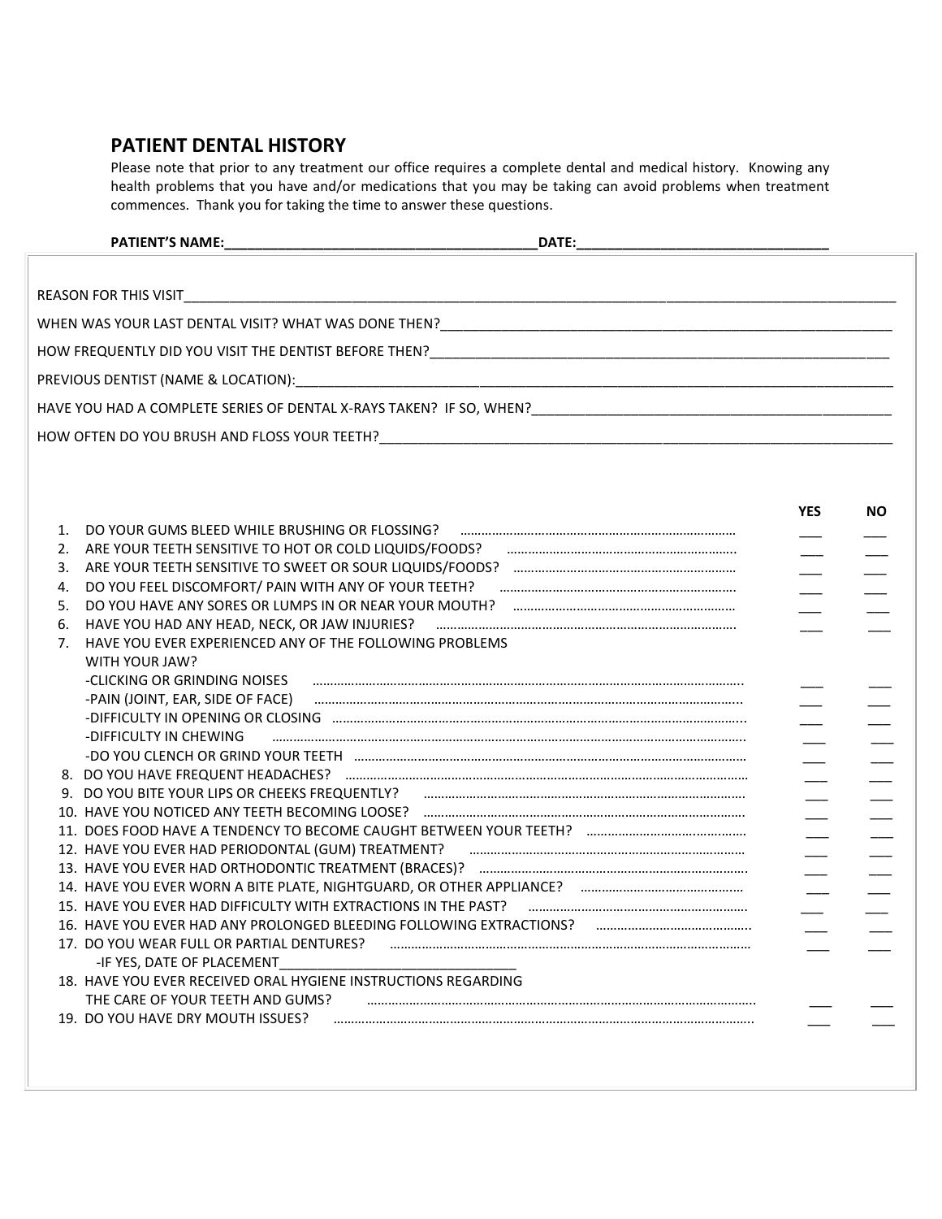## PATIENT DENTAL HISTORY

Please note that prior to any treatment our office requires a complete dental and medical history. Knowing any health problems that you have and/or medications that you may be taking can avoid problems when treatment commences. Thank you for taking the time to answer these questions.

**PATIENT'S NAME:**_________________________________________ **DATE:**_________________________________

REASON FOR THIS VISIT_____________________________________________________________________________________________

WHEN WAS YOUR LAST DENTAL VISIT? WHAT WAS DONE THEN?________________________________________________________________

HOW FREQUENTLY DID YOU VISIT THE DENTIST BEFORE THEN?_________________________________________________________________

PREVIOUS DENTIST (NAME & LOCATION):______________________________________________________________________________

HAVE YOU HAD A COMPLETE SERIES OF DENTAL X-RAYS TAKEN? IF SO, WHEN?_______________________________________________

HOW OFTEN DO YOU BRUSH AND FLOSS YOUR TEETH?___________________________________________________________________

| | YES | NO |
|---|---|---|
| 1. DO YOUR GUMS BLEED WHILE BRUSHING OR FLOSSING? | ___ | ___ |
| 2. ARE YOUR TEETH SENSITIVE TO HOT OR COLD LIQUIDS/FOODS? | ___ | ___ |
| 3. ARE YOUR TEETH SENSITIVE TO SWEET OR SOUR LIQUIDS/FOODS? | ___ | ___ |
| 4. DO YOU FEEL DISCOMFORT/ PAIN WITH ANY OF YOUR TEETH? | ___ | ___ |
| 5. DO YOU HAVE ANY SORES OR LUMPS IN OR NEAR YOUR MOUTH? | ___ | ___ |
| 6. HAVE YOU HAD ANY HEAD, NECK, OR JAW INJURIES? | ___ | ___ |
| 7. HAVE YOU EVER EXPERIENCED ANY OF THE FOLLOWING PROBLEMS WITH YOUR JAW? | | |
| -CLICKING OR GRINDING NOISES | ___ | ___ |
| -PAIN (JOINT, EAR, SIDE OF FACE) | ___ | ___ |
| -DIFFICULTY IN OPENING OR CLOSING | ___ | ___ |
| -DIFFICULTY IN CHEWING | ___ | ___ |
| -DO YOU CLENCH OR GRIND YOUR TEETH | ___ | ___ |
| 8. DO YOU HAVE FREQUENT HEADACHES? | ___ | ___ |
| 9. DO YOU BITE YOUR LIPS OR CHEEKS FREQUENTLY? | ___ | ___ |
| 10. HAVE YOU NOTICED ANY TEETH BECOMING LOOSE? | ___ | ___ |
| 11. DOES FOOD HAVE A TENDENCY TO BECOME CAUGHT BETWEEN YOUR TEETH? | ___ | ___ |
| 12. HAVE YOU EVER HAD PERIODONTAL (GUM) TREATMENT? | ___ | ___ |
| 13. HAVE YOU EVER HAD ORTHODONTIC TREATMENT (BRACES)? | ___ | ___ |
| 14. HAVE YOU EVER WORN A BITE PLATE, NIGHTGUARD, OR OTHER APPLIANCE? | ___ | ___ |
| 15. HAVE YOU EVER HAD DIFFICULTY WITH EXTRACTIONS IN THE PAST? | ___ | ___ |
| 16. HAVE YOU EVER HAD ANY PROLONGED BLEEDING FOLLOWING EXTRACTIONS? | ___ | ___ |
| 17. DO YOU WEAR FULL OR PARTIAL DENTURES? | ___ | ___ |
| -IF YES, DATE OF PLACEMENT________________________________ | | |
| 18. HAVE YOU EVER RECEIVED ORAL HYGIENE INSTRUCTIONS REGARDING THE CARE OF YOUR TEETH AND GUMS? | ___ | ___ |
| 19. DO YOU HAVE DRY MOUTH ISSUES? | ___ | ___ |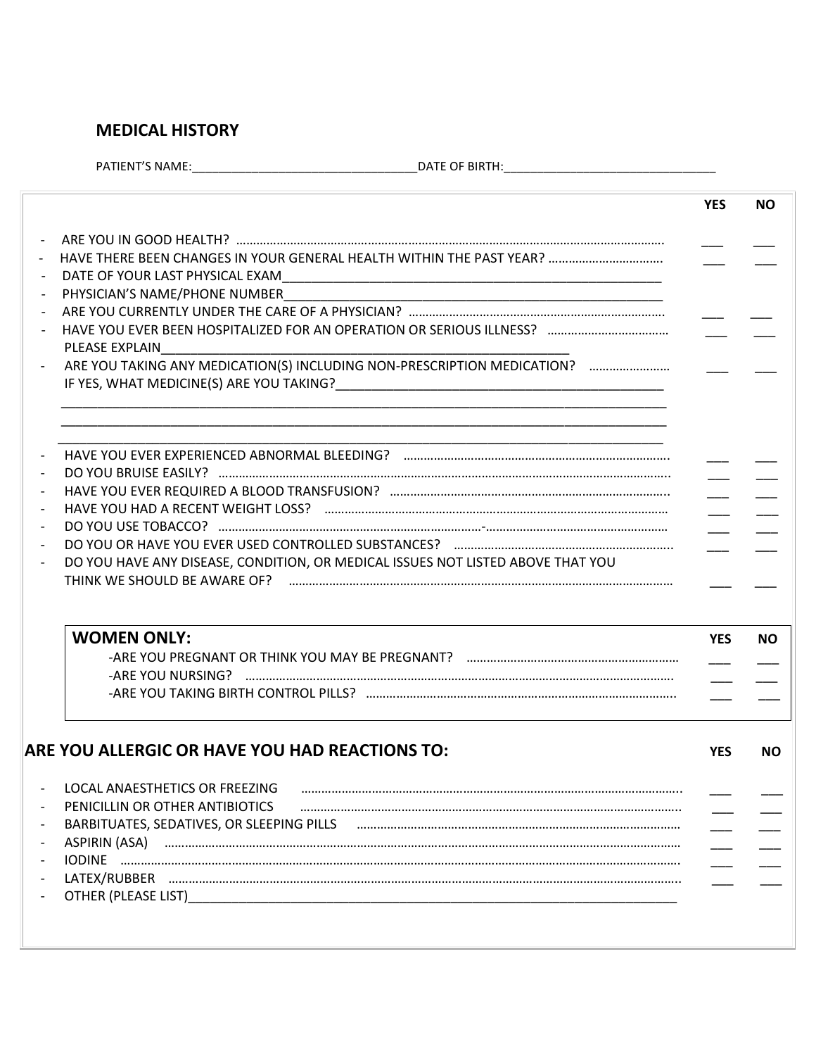## MEDICAL HISTORY

PATIENT'S NAME:___________________________________DATE OF BIRTH:________________________________

| | YES | NO |
|---|---|---|
| - ARE YOU IN GOOD HEALTH? ........................................................................................................................... | ___ | ___ |
| - HAVE THERE BEEN CHANGES IN YOUR GENERAL HEALTH WITHIN THE PAST YEAR? ................................. | ___ | ___ |
| - DATE OF YOUR LAST PHYSICAL EXAM_________________________________________________________ | | |
| - PHYSICIAN'S NAME/PHONE NUMBER__________________________________________________________ | | |
| - ARE YOU CURRENTLY UNDER THE CARE OF A PHYSICIAN? ........................................................................... | ___ | ___ |
| - HAVE YOU EVER BEEN HOSPITALIZED FOR AN OPERATION OR SERIOUS ILLNESS? .................................... PLEASE EXPLAIN______________________________________________________________ | ___ | ___ |
| - ARE YOU TAKING ANY MEDICATION(S) INCLUDING NON-PRESCRIPTION MEDICATION? ........................ IF YES, WHAT MEDICINE(S) ARE YOU TAKING?________________________________________________ | ___ | ___ |
| ___________________________________________________________________________________ | | |
| ___________________________________________________________________________________ | | |
| ___________________________________________________________________________________ | | |
| - HAVE YOU EVER EXPERIENCED ABNORMAL BLEEDING? .............................................................................. | ___ | ___ |
| - DO YOU BRUISE EASILY? ...................................................................................................................... | ___ | ___ |
| - HAVE YOU EVER REQUIRED A BLOOD TRANSFUSION? .................................................................................. | ___ | ___ |
| - HAVE YOU HAD A RECENT WEIGHT LOSS? ..................................................................................................... | ___ | ___ |
| - DO YOU USE TOBACCO? ...............................................................................-..................................................... | ___ | ___ |
| - DO YOU OR HAVE YOU EVER USED CONTROLLED SUBSTANCES? ................................................................. | ___ | ___ |
| - DO YOU HAVE ANY DISEASE, CONDITION, OR MEDICAL ISSUES NOT LISTED ABOVE THAT YOU THINK WE SHOULD BE AWARE OF? ................................................................................................................ | ___ | ___ |

| **WOMEN ONLY:** | **YES** | **NO** |
|---|---|---|
| -ARE YOU PREGNANT OR THINK YOU MAY BE PREGNANT? .............................................................. | ___ | ___ |
| -ARE YOU NURSING? .............................................................................................................................. | ___ | ___ |
| -ARE YOU TAKING BIRTH CONTROL PILLS? ........................................................................................... | ___ | ___ |

## ARE YOU ALLERGIC OR HAVE YOU HAD REACTIONS TO:

| | YES | NO |
|---|---|---|
| - LOCAL ANAESTHETICS OR FREEZING ............................................................................................................. | ___ | ___ |
| - PENICILLIN OR OTHER ANTIBIOTICS ............................................................................................................. | ___ | ___ |
| - BARBITUATES, SEDATIVES, OR SLEEPING PILLS ............................................................................................ | ___ | ___ |
| - ASPIRIN (ASA) ....................................................................................................................................................... | ___ | ___ |
| - IODINE .................................................................................................................................................................. | ___ | ___ |
| - LATEX/RUBBER ..................................................................................................................................................... | ___ | ___ |
| - OTHER (PLEASE LIST)__________________________________________________________________________ | | |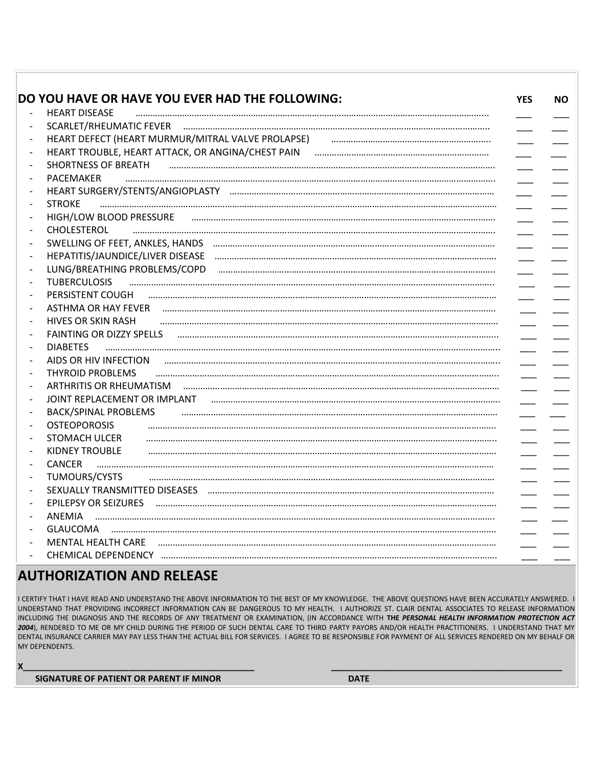## DO YOU HAVE OR HAVE YOU EVER HAD THE FOLLOWING:

| | YES | NO |
|---|---|---|
| - HEART DISEASE | ___ | ___ |
| - SCARLET/RHEUMATIC FEVER | ___ | ___ |
| - HEART DEFECT (HEART MURMUR/MITRAL VALVE PROLAPSE) | ___ | ___ |
| - HEART TROUBLE, HEART ATTACK, OR ANGINA/CHEST PAIN | ___ | ___ |
| - SHORTNESS OF BREATH | ___ | ___ |
| - PACEMAKER | ___ | ___ |
| - HEART SURGERY/STENTS/ANGIOPLASTY | ___ | ___ |
| - STROKE | ___ | ___ |
| - HIGH/LOW BLOOD PRESSURE | ___ | ___ |
| - CHOLESTEROL | ___ | ___ |
| - SWELLING OF FEET, ANKLES, HANDS | ___ | ___ |
| - HEPATITIS/JAUNDICE/LIVER DISEASE | ___ | ___ |
| - LUNG/BREATHING PROBLEMS/COPD | ___ | ___ |
| - TUBERCULOSIS | ___ | ___ |
| - PERSISTENT COUGH | ___ | ___ |
| - ASTHMA OR HAY FEVER | ___ | ___ |
| - HIVES OR SKIN RASH | ___ | ___ |
| - FAINTING OR DIZZY SPELLS | ___ | ___ |
| - DIABETES | ___ | ___ |
| - AIDS OR HIV INFECTION | ___ | ___ |
| - THYROID PROBLEMS | ___ | ___ |
| - ARTHRITIS OR RHEUMATISM | ___ | ___ |
| - JOINT REPLACEMENT OR IMPLANT | ___ | ___ |
| - BACK/SPINAL PROBLEMS | ___ | ___ |
| - OSTEOPOROSIS | ___ | ___ |
| - STOMACH ULCER | ___ | ___ |
| - KIDNEY TROUBLE | ___ | ___ |
| - CANCER | ___ | ___ |
| - TUMOURS/CYSTS | ___ | ___ |
| - SEXUALLY TRANSMITTED DISEASES | ___ | ___ |
| - EPILEPSY OR SEIZURES | ___ | ___ |
| - ANEMIA | ___ | ___ |
| - GLAUCOMA | ___ | ___ |
| - MENTAL HEALTH CARE | ___ | ___ |
| - CHEMICAL DEPENDENCY | ___ | ___ |

## AUTHORIZATION AND RELEASE

I CERTIFY THAT I HAVE READ AND UNDERSTAND THE ABOVE INFORMATION TO THE BEST OF MY KNOWLEDGE. THE ABOVE QUESTIONS HAVE BEEN ACCURATELY ANSWERED. I UNDERSTAND THAT PROVIDING INCORRECT INFORMATION CAN BE DANGEROUS TO MY HEALTH. I AUTHORIZE ST. CLAIR DENTAL ASSOCIATES TO RELEASE INFORMATION INCLUDING THE DIAGNOSIS AND THE RECORDS OF ANY TREATMENT OR EXAMINATION, (IN ACCORDANCE WITH **THE *PERSONAL HEALTH INFORMATION PROTECTION ACT 2004***), RENDERED TO ME OR MY CHILD DURING THE PERIOD OF SUCH DENTAL CARE TO THIRD PARTY PAYORS AND/OR HEALTH PRACTITIONERS. I UNDERSTAND THAT MY DENTAL INSURANCE CARRIER MAY PAY LESS THAN THE ACTUAL BILL FOR SERVICES. I AGREE TO BE RESPONSIBLE FOR PAYMENT OF ALL SERVICES RENDERED ON MY BEHALF OR MY DEPENDENTS.

X_______________________________________________ _______________________________________________

**SIGNATURE OF PATIENT OR PARENT IF MINOR** **DATE**